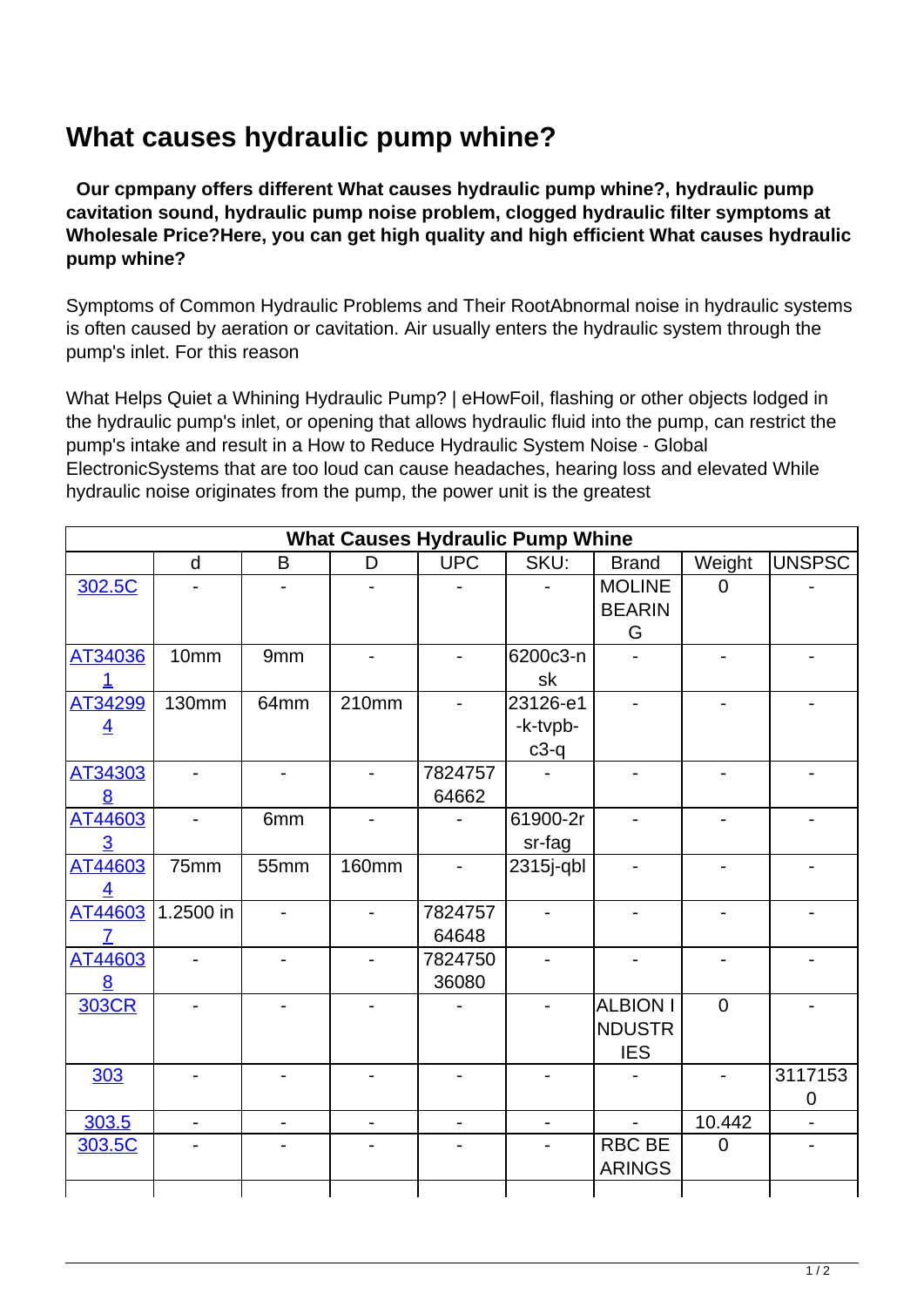# What causes hydraulic pump whine?

**Our cpmpany offers different What causes hydraulic pump whine?, hydraulic pump cavitation sound, hydraulic pump noise problem, clogged hydraulic filter symptoms at Wholesale Price?Here, you can get high quality and high efficient What causes hydraulic pump whine?**

Symptoms of Common Hydraulic Problems and Their RootAbnormal noise in hydraulic systems is often caused by aeration or cavitation. Air usually enters the hydraulic system through the pump's inlet. For this reason

What Helps Quiet a Whining Hydraulic Pump? | eHowFoil, flashing or other objects lodged in the hydraulic pump's inlet, or opening that allows hydraulic fluid into the pump, can restrict the pump's intake and result in a How to Reduce Hydraulic System Noise - Global ElectronicSystems that are too loud can cause headaches, hearing loss and elevated While hydraulic noise originates from the pump, the power unit is the greatest

| What Causes Hydraulic Pump Whine | | | | | | | | |
|---|---|---|---|---|---|---|---|---|
| | d | B | D | UPC | SKU: | Brand | Weight | UNSPSC |
| 302.5C | - | - | - | - | - | MOLINE BEARING | 0 | - |
| AT340361 | 10mm | 9mm | - | - | 6200c3-nsk | - | - | - |
| AT342994 | 130mm | 64mm | 210mm | - | 23126-e1-k-tvpb-c3-q | - | - | - |
| AT343038 | - | - | - | 782475764662 | - | - | - | - |
| AT446033 | - | 6mm | - | - | 61900-2rsr-fag | - | - | - |
| AT446034 | 75mm | 55mm | 160mm | - | 2315j-qbl | - | - | - |
| AT446037 | 1.2500 in | - | - | 782475764648 | - | - | - | - |
| AT446038 | - | - | - | 782475036080 | - | - | - | - |
| 303CR | - | - | - | - | - | ALBION INDUSTRIES | 0 | - |
| 303 | - | - | - | - | - | - | - | 31171530 |
| 303.5 | - | - | - | - | - | - | 10.442 | - |
| 303.5C | - | - | - | - | - | RBC BEARINGS | 0 | - |
| | | | | | | | | |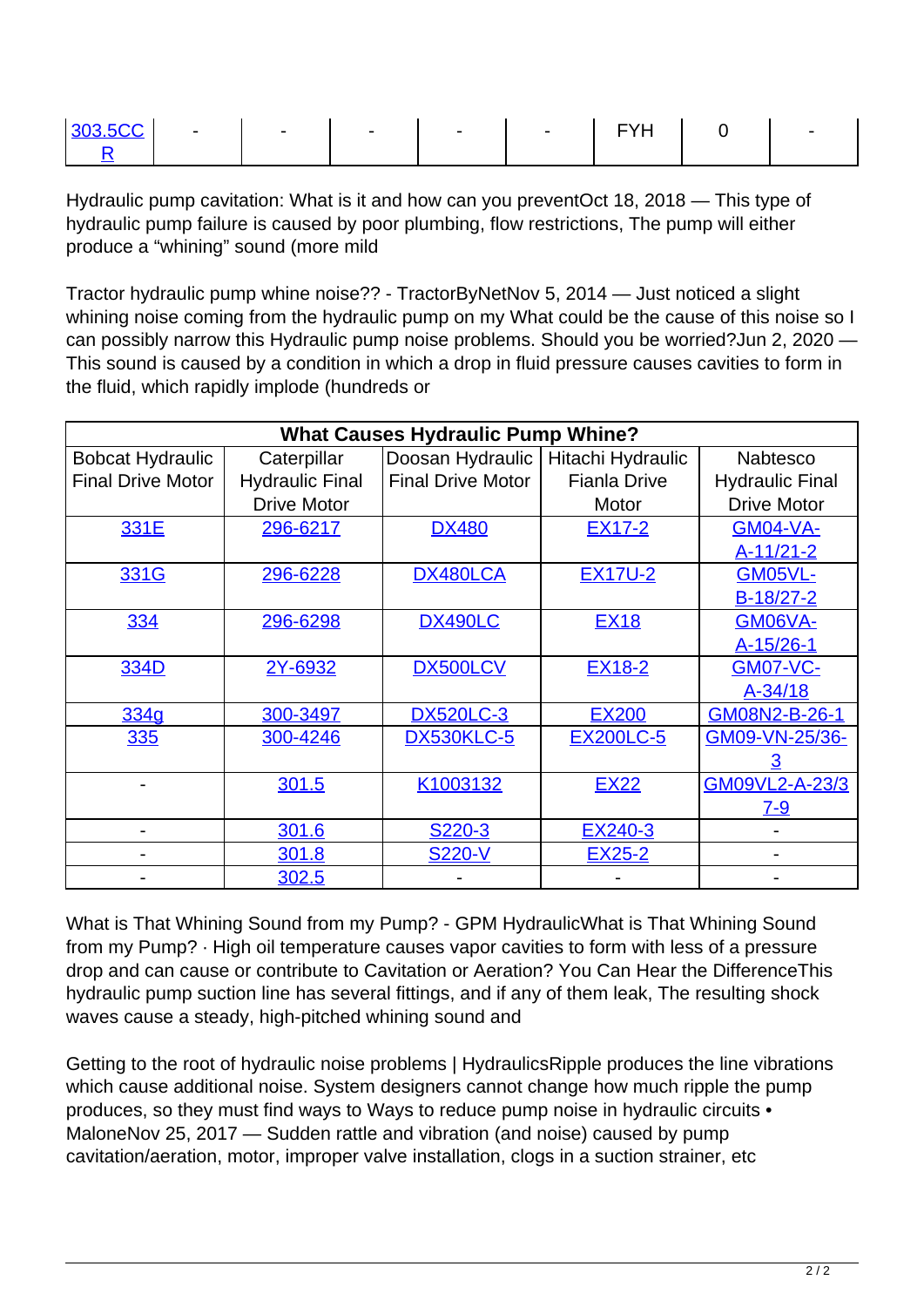| | | | | | | | | |
|---|---|---|---|---|---|---|---|---|
| 303.5CCR | - | - | - | - | - | FYH | 0 | - |

Hydraulic pump cavitation: What is it and how can you preventOct 18, 2018 — This type of hydraulic pump failure is caused by poor plumbing, flow restrictions, The pump will either produce a "whining" sound (more mild

Tractor hydraulic pump whine noise?? - TractorByNetNov 5, 2014 — Just noticed a slight whining noise coming from the hydraulic pump on my What could be the cause of this noise so I can possibly narrow this Hydraulic pump noise problems. Should you be worried?Jun 2, 2020 — This sound is caused by a condition in which a drop in fluid pressure causes cavities to form in the fluid, which rapidly implode (hundreds or

| What Causes Hydraulic Pump Whine? | | | | |
|---|---|---|---|---|
| Bobcat Hydraulic Final Drive Motor | Caterpillar Hydraulic Final Drive Motor | Doosan Hydraulic Final Drive Motor | Hitachi Hydraulic Fianla Drive Motor | Nabtesco Hydraulic Final Drive Motor |
| 331E | 296-6217 | DX480 | EX17-2 | GM04-VA-A-11/21-2 |
| 331G | 296-6228 | DX480LCA | EX17U-2 | GM05VL-B-18/27-2 |
| 334 | 296-6298 | DX490LC | EX18 | GM06VA-A-15/26-1 |
| 334D | 2Y-6932 | DX500LCV | EX18-2 | GM07-VC-A-34/18 |
| 334g | 300-3497 | DX520LC-3 | EX200 | GM08N2-B-26-1 |
| 335 | 300-4246 | DX530KLC-5 | EX200LC-5 | GM09-VN-25/36-3 |
| - | 301.5 | K1003132 | EX22 | GM09VL2-A-23/37-9 |
| - | 301.6 | S220-3 | EX240-3 | - |
| - | 301.8 | S220-V | EX25-2 | - |
| - | 302.5 | - | - | - |

What is That Whining Sound from my Pump? - GPM HydraulicWhat is That Whining Sound from my Pump? · High oil temperature causes vapor cavities to form with less of a pressure drop and can cause or contribute to Cavitation or Aeration? You Can Hear the DifferenceThis hydraulic pump suction line has several fittings, and if any of them leak, The resulting shock waves cause a steady, high-pitched whining sound and

Getting to the root of hydraulic noise problems | HydraulicsRipple produces the line vibrations which cause additional noise. System designers cannot change how much ripple the pump produces, so they must find ways to Ways to reduce pump noise in hydraulic circuits • MaloneNov 25, 2017 — Sudden rattle and vibration (and noise) caused by pump cavitation/aeration, motor, improper valve installation, clogs in a suction strainer, etc